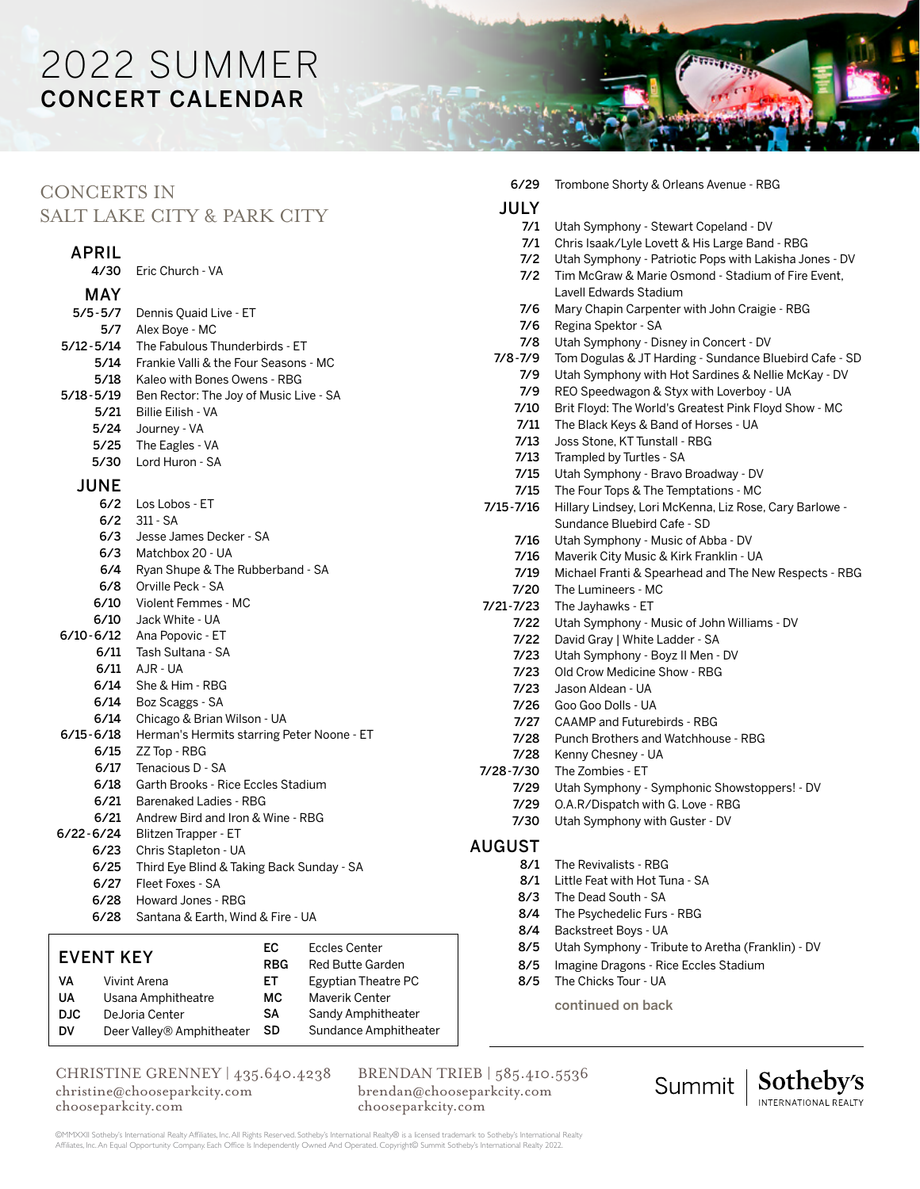# 2022 SUMMER
## CONCERT CALENDAR

### CONCERTS IN SALT LAKE CITY & PARK CITY

#### APRIL

4/30 Eric Church - VA

#### MAY

5/5-5/7 Dennis Quaid Live - ET
5/7 Alex Boye - MC
5/12-5/14 The Fabulous Thunderbirds - ET
5/14 Frankie Valli & the Four Seasons - MC
5/18 Kaleo with Bones Owens - RBG
5/18-5/19 Ben Rector: The Joy of Music Live - SA
5/21 Billie Eilish - VA
5/24 Journey - VA
5/25 The Eagles - VA
5/30 Lord Huron - SA

#### JUNE

6/2 Los Lobos - ET
6/2 311 - SA
6/3 Jesse James Decker - SA
6/3 Matchbox 20 - UA
6/4 Ryan Shupe & The Rubberband - SA
6/8 Orville Peck - SA
6/10 Violent Femmes - MC
6/10 Jack White - UA
6/10-6/12 Ana Popovic - ET
6/11 Tash Sultana - SA
6/11 AJR - UA
6/14 She & Him - RBG
6/14 Boz Scaggs - SA
6/14 Chicago & Brian Wilson - UA
6/15-6/18 Herman's Hermits starring Peter Noone - ET
6/15 ZZ Top - RBG
6/17 Tenacious D - SA
6/18 Garth Brooks - Rice Eccles Stadium
6/21 Barenaked Ladies - RBG
6/21 Andrew Bird and Iron & Wine - RBG
6/22-6/24 Blitzen Trapper - ET
6/23 Chris Stapleton - UA
6/25 Third Eye Blind & Taking Back Sunday - SA
6/27 Fleet Foxes - SA
6/28 Howard Jones - RBG
6/28 Santana & Earth, Wind & Fire - UA
6/29 Trombone Shorty & Orleans Avenue - RBG

#### JULY

7/1 Utah Symphony - Stewart Copeland - DV
7/1 Chris Isaak/Lyle Lovett & His Large Band - RBG
7/2 Utah Symphony - Patriotic Pops with Lakisha Jones - DV
7/2 Tim McGraw & Marie Osmond - Stadium of Fire Event, Lavell Edwards Stadium
7/6 Mary Chapin Carpenter with John Craigie - RBG
7/6 Regina Spektor - SA
7/8 Utah Symphony - Disney in Concert - DV
7/8-7/9 Tom Dogulas & JT Harding - Sundance Bluebird Cafe - SD
7/9 Utah Symphony with Hot Sardines & Nellie McKay - DV
7/9 REO Speedwagon & Styx with Loverboy - UA
7/10 Brit Floyd: The World's Greatest Pink Floyd Show - MC
7/11 The Black Keys & Band of Horses - UA
7/13 Joss Stone, KT Tunstall - RBG
7/13 Trampled by Turtles - SA
7/15 Utah Symphony - Bravo Broadway - DV
7/15 The Four Tops & The Temptations - MC
7/15-7/16 Hillary Lindsey, Lori McKenna, Liz Rose, Cary Barlowe - Sundance Bluebird Cafe - SD
7/16 Utah Symphony - Music of Abba - DV
7/16 Maverik City Music & Kirk Franklin - UA
7/19 Michael Franti & Spearhead and The New Respects - RBG
7/20 The Lumineers - MC
7/21-7/23 The Jayhawks - ET
7/22 Utah Symphony - Music of John Williams - DV
7/22 David Gray | White Ladder - SA
7/23 Utah Symphony - Boyz II Men - DV
7/23 Old Crow Medicine Show - RBG
7/23 Jason Aldean - UA
7/26 Goo Goo Dolls - UA
7/27 CAAMP and Futurebirds - RBG
7/28 Punch Brothers and Watchhouse - RBG
7/28 Kenny Chesney - UA
7/28-7/30 The Zombies - ET
7/29 Utah Symphony - Symphonic Showstoppers! - DV
7/29 O.A.R/Dispatch with G. Love - RBG
7/30 Utah Symphony with Guster - DV

#### AUGUST

8/1 The Revivalists - RBG
8/1 Little Feat with Hot Tuna - SA
8/3 The Dead South - SA
8/4 The Psychedelic Furs - RBG
8/4 Backstreet Boys - UA
8/5 Utah Symphony - Tribute to Aretha (Franklin) - DV
8/5 Imagine Dragons - Rice Eccles Stadium
8/5 The Chicks Tour - UA

continued on back

### EVENT KEY

| | | | |
|---|---|---|---|
| VA | Vivint Arena | EC | Eccles Center |
| UA | Usana Amphitheate | RBG | Red Butte Garden |
| DJC | DeJoria Center | ET | Egyptian Theatre PC |
| DV | Deer Valley® Amphitheater | MC | Maverik Center |
| | | SA | Sandy Amphitheater |
| | | SD | Sundance Amphitheater |

CHRISTINE GRENNEY | 435.640.4238
christine@chooseparkcity.com
chooseparkcity.com

BRENDAN TRIEB | 585.410.5536
brendan@chooseparkcity.com
chooseparkcity.com

Summit | Sotheby's INTERNATIONAL REALTY

©MMXXII Sotheby's International Realty Affiliates, Inc. All Rights Reserved. Sotheby's International Realty® is a licensed trademark to Sotheby's International Realty Affiliates, Inc. An Equal Opportunity Company. Each Office Is Independently Owned And Operated. Copyright© Summit Sotheby's International Realty 2022.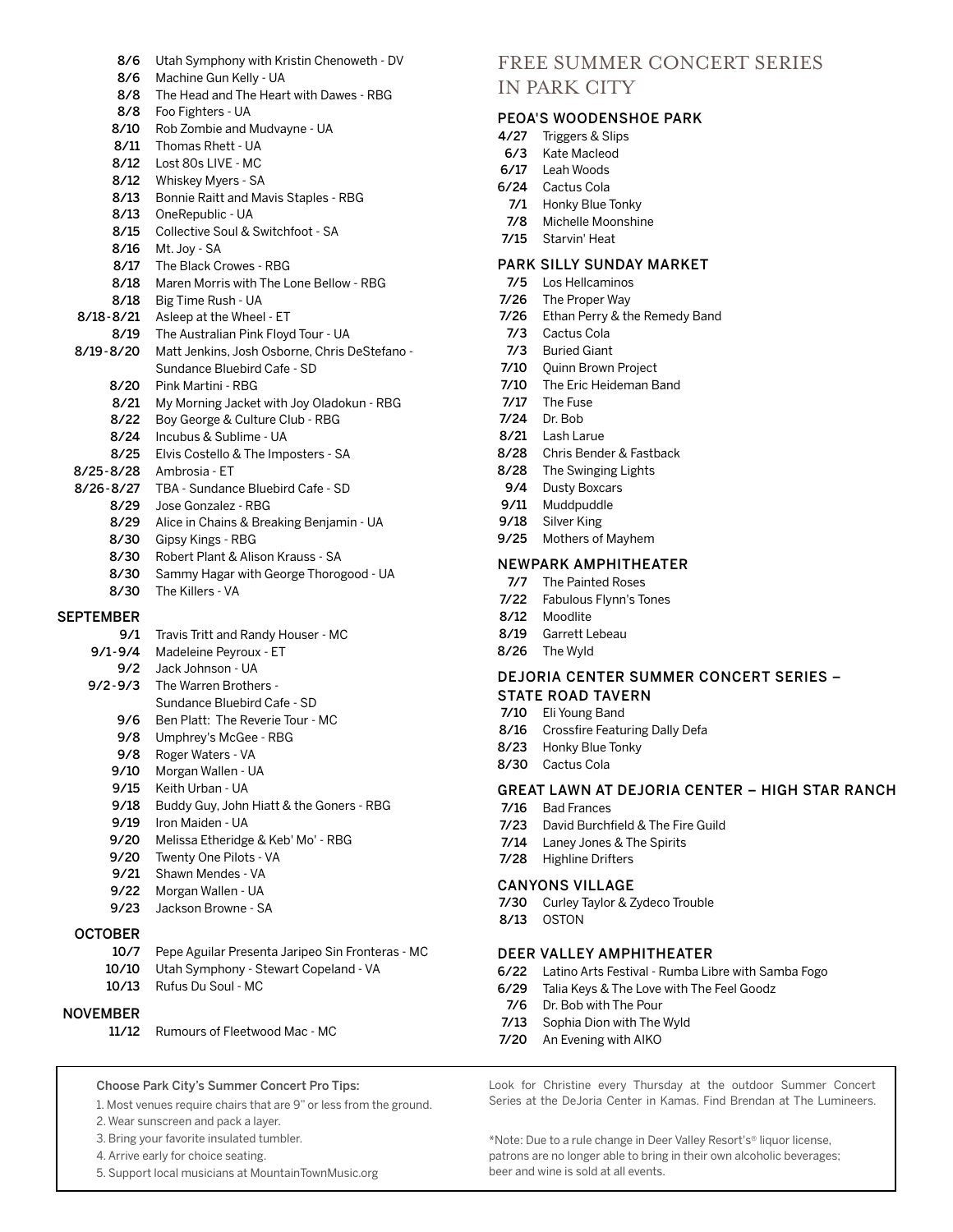8/6 Utah Symphony with Kristin Chenoweth - DV
8/6 Machine Gun Kelly - UA
8/8 The Head and The Heart with Dawes - RBG
8/8 Foo Fighters - UA
8/10 Rob Zombie and Mudvayne - UA
8/11 Thomas Rhett - UA
8/12 Lost 80s LIVE - MC
8/12 Whiskey Myers - SA
8/13 Bonnie Raitt and Mavis Staples - RBG
8/13 OneRepublic - UA
8/15 Collective Soul & Switchfoot - SA
8/16 Mt. Joy - SA
8/17 The Black Crowes - RBG
8/18 Maren Morris with The Lone Bellow - RBG
8/18 Big Time Rush - UA
8/18-8/21 Asleep at the Wheel - ET
8/19 The Australian Pink Floyd Tour - UA
8/19-8/20 Matt Jenkins, Josh Osborne, Chris DeStefano - Sundance Bluebird Cafe - SD
8/20 Pink Martini - RBG
8/21 My Morning Jacket with Joy Oladokun - RBG
8/22 Boy George & Culture Club - RBG
8/24 Incubus & Sublime - UA
8/25 Elvis Costello & The Imposters - SA
8/25-8/28 Ambrosia - ET
8/26-8/27 TBA - Sundance Bluebird Cafe - SD
8/29 Jose Gonzalez - RBG
8/29 Alice in Chains & Breaking Benjamin - UA
8/30 Gipsy Kings - RBG
8/30 Robert Plant & Alison Krauss - SA
8/30 Sammy Hagar with George Thorogood - UA
8/30 The Killers - VA

**SEPTEMBER**

9/1 Travis Tritt and Randy Houser - MC
9/1-9/4 Madeleine Peyroux - ET
9/2 Jack Johnson - UA
9/2-9/3 The Warren Brothers - Sundance Bluebird Cafe - SD
9/6 Ben Platt: The Reverie Tour - MC
9/8 Umphrey's McGee - RBG
9/8 Roger Waters - VA
9/10 Morgan Wallen - UA
9/15 Keith Urban - UA
9/18 Buddy Guy, John Hiatt & the Goners - RBG
9/19 Iron Maiden - UA
9/20 Melissa Etheridge & Keb' Mo' - RBG
9/20 Twenty One Pilots - VA
9/21 Shawn Mendes - VA
9/22 Morgan Wallen - UA
9/23 Jackson Browne - SA

**OCTOBER**

10/7 Pepe Aguilar Presenta Jaripeo Sin Fronteras - MC
10/10 Utah Symphony - Stewart Copeland - VA
10/13 Rufus Du Soul - MC

**NOVEMBER**

11/12 Rumours of Fleetwood Mac - MC

## FREE SUMMER CONCERT SERIES IN PARK CITY

### PEOA'S WOODENSHOE PARK

4/27 Triggers & Slips
6/3 Kate Macleod
6/17 Leah Woods
6/24 Cactus Cola
7/1 Honky Blue Tonky
7/8 Michelle Moonshine
7/15 Starvin' Heat

### PARK SILLY SUNDAY MARKET

7/5 Los Hellcaminos
7/26 The Proper Way
7/26 Ethan Perry & the Remedy Band
7/3 Cactus Cola
7/3 Buried Giant
7/10 Quinn Brown Project
7/10 The Eric Heideman Band
7/17 The Fuse
7/24 Dr. Bob
8/21 Lash Larue
8/28 Chris Bender & Fastback
8/28 The Swinging Lights
9/4 Dusty Boxcars
9/11 Muddpuddle
9/18 Silver King
9/25 Mothers of Mayhem

### NEWPARK AMPHITHEATER

7/7 The Painted Roses
7/22 Fabulous Flynn's Tones
8/12 Moodlite
8/19 Garrett Lebeau
8/26 The Wyld

### DEJORIA CENTER SUMMER CONCERT SERIES – STATE ROAD TAVERN

7/10 Eli Young Band
8/16 Crossfire Featuring Dally Defa
8/23 Honky Blue Tonky
8/30 Cactus Cola

### GREAT LAWN AT DEJORIA CENTER – HIGH STAR RANCH

7/16 Bad Frances
7/23 David Burchfield & The Fire Guild
7/14 Laney Jones & The Spirits
7/28 Highline Drifters

### CANYONS VILLAGE

7/30 Curley Taylor & Zydeco Trouble
8/13 OSTON

### DEER VALLEY AMPHITHEATER

6/22 Latino Arts Festival - Rumba Libre with Samba Fogo
6/29 Talia Keys & The Love with The Feel Goodz
7/6 Dr. Bob with The Pour
7/13 Sophia Dion with The Wyld
7/20 An Evening with AIKO

Choose Park City's Summer Concert Pro Tips:

1. Most venues require chairs that are 9" or less from the ground.
2. Wear sunscreen and pack a layer.
3. Bring your favorite insulated tumbler.
4. Arrive early for choice seating.
5. Support local musicians at MountainTownMusic.org

Look for Christine every Thursday at the outdoor Summer Concert Series at the DeJoria Center in Kamas. Find Brendan at The Lumineers.

*Note: Due to a rule change in Deer Valley Resort's® liquor license, patrons are no longer able to bring in their own alcoholic beverages; beer and wine is sold at all events.